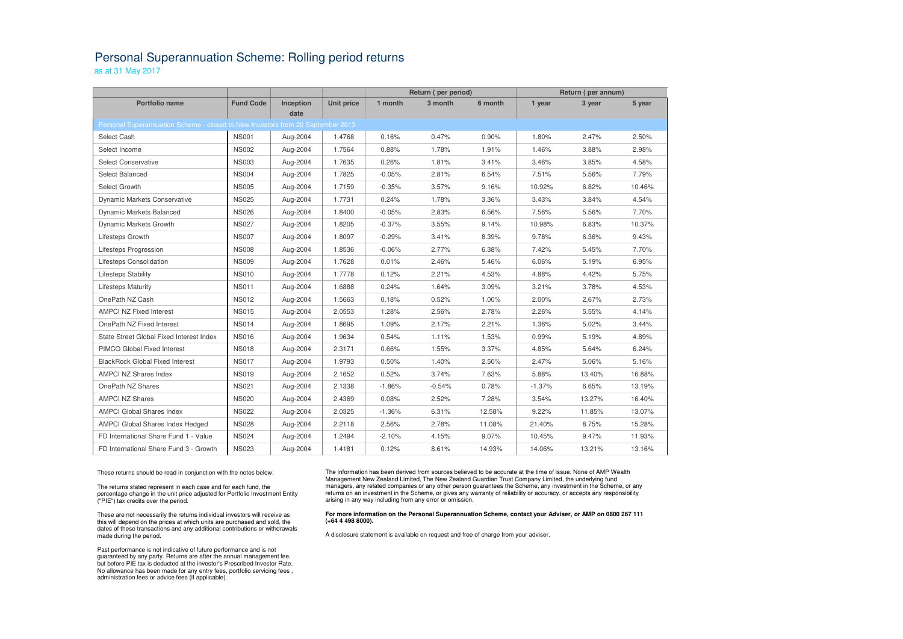# Personal Superannuation Scheme: Rolling period returns

as at 31 May 2017

| | | | | Return ( per period) | | | Return ( per annum) | | |
|---|---|---|---|---|---|---|---|---|---|
| **Portfolio name** | **Fund Code** | **Inception date** | **Unit price** | **1 month** | **3 month** | **6 month** | **1 year** | **3 year** | **5 year** |
| Personal Superannuation Scheme - closed to New Investors from 20 September 2013 | | | | | | | | | |
| Select Cash | NS001 | Aug-2004 | 1.4768 | 0.16% | 0.47% | 0.90% | 1.80% | 2.47% | 2.50% |
| Select Income | NS002 | Aug-2004 | 1.7564 | 0.88% | 1.78% | 1.91% | 1.46% | 3.88% | 2.98% |
| Select Conservative | NS003 | Aug-2004 | 1.7635 | 0.26% | 1.81% | 3.41% | 3.46% | 3.85% | 4.58% |
| Select Balanced | NS004 | Aug-2004 | 1.7825 | -0.05% | 2.81% | 6.54% | 7.51% | 5.56% | 7.79% |
| Select Growth | NS005 | Aug-2004 | 1.7159 | -0.35% | 3.57% | 9.16% | 10.92% | 6.82% | 10.46% |
| Dynamic Markets Conservative | NS025 | Aug-2004 | 1.7731 | 0.24% | 1.78% | 3.36% | 3.43% | 3.84% | 4.54% |
| Dynamic Markets Balanced | NS026 | Aug-2004 | 1.8400 | -0.05% | 2.83% | 6.56% | 7.56% | 5.56% | 7.70% |
| Dynamic Markets Growth | NS027 | Aug-2004 | 1.8205 | -0.37% | 3.55% | 9.14% | 10.98% | 6.83% | 10.37% |
| Lifesteps Growth | NS007 | Aug-2004 | 1.8097 | -0.29% | 3.41% | 8.39% | 9.78% | 6.36% | 9.43% |
| Lifesteps Progression | NS008 | Aug-2004 | 1.8536 | -0.06% | 2.77% | 6.38% | 7.42% | 5.45% | 7.70% |
| Lifesteps Consolidation | NS009 | Aug-2004 | 1.7628 | 0.01% | 2.46% | 5.46% | 6.06% | 5.19% | 6.95% |
| Lifesteps Stability | NS010 | Aug-2004 | 1.7778 | 0.12% | 2.21% | 4.53% | 4.88% | 4.42% | 5.75% |
| Lifesteps Maturity | NS011 | Aug-2004 | 1.6888 | 0.24% | 1.64% | 3.09% | 3.21% | 3.78% | 4.53% |
| OnePath NZ Cash | NS012 | Aug-2004 | 1.5663 | 0.18% | 0.52% | 1.00% | 2.00% | 2.67% | 2.73% |
| AMPCI NZ Fixed Interest | NS015 | Aug-2004 | 2.0553 | 1.28% | 2.56% | 2.78% | 2.26% | 5.55% | 4.14% |
| OnePath NZ Fixed Interest | NS014 | Aug-2004 | 1.8695 | 1.09% | 2.17% | 2.21% | 1.36% | 5.02% | 3.44% |
| State Street Global Fixed Interest Index | NS016 | Aug-2004 | 1.9634 | 0.54% | 1.11% | 1.53% | 0.99% | 5.19% | 4.89% |
| PIMCO Global Fixed Interest | NS018 | Aug-2004 | 2.3171 | 0.66% | 1.55% | 3.37% | 4.85% | 5.64% | 6.24% |
| BlackRock Global Fixed Interest | NS017 | Aug-2004 | 1.9793 | 0.50% | 1.40% | 2.50% | 2.47% | 5.06% | 5.16% |
| AMPCI NZ Shares Index | NS019 | Aug-2004 | 2.1652 | 0.52% | 3.74% | 7.63% | 5.88% | 13.40% | 16.88% |
| OnePath NZ Shares | NS021 | Aug-2004 | 2.1338 | -1.86% | -0.54% | 0.78% | -1.37% | 6.65% | 13.19% |
| AMPCI NZ Shares | NS020 | Aug-2004 | 2.4369 | 0.08% | 2.52% | 7.28% | 3.54% | 13.27% | 16.40% |
| AMPCI Global Shares Index | NS022 | Aug-2004 | 2.0325 | -1.36% | 6.31% | 12.58% | 9.22% | 11.85% | 13.07% |
| AMPCI Global Shares Index Hedged | NS028 | Aug-2004 | 2.2118 | 2.56% | 2.78% | 11.08% | 21.40% | 8.75% | 15.28% |
| FD International Share Fund 1 - Value | NS024 | Aug-2004 | 1.2494 | -2.10% | 4.15% | 9.07% | 10.45% | 9.47% | 11.93% |
| FD International Share Fund 3 - Growth | NS023 | Aug-2004 | 1.4181 | 0.12% | 8.61% | 14.93% | 14.06% | 13.21% | 13.16% |

These returns should be read in conjunction with the notes below:

The returns stated represent in each case and for each fund, the percentage change in the unit price adjusted for Portfolio Investment Entity ("PIE") tax credits over the period.

These are not necessarily the returns individual investors will receive as this will depend on the prices at which units are purchased and sold, the dates of these transactions and any additional contributions or withdrawals made during the period.

Past performance is not indicative of future performance and is not guaranteed by any party. Returns are after the annual management fee, but before PIE tax is deducted at the investor's Prescribed Investor Rate. No allowance has been made for any entry fees, portfolio servicing fees , administration fees or advice fees (if applicable).

The information has been derived from sources believed to be accurate at the time of issue. None of AMP Wealth Management New Zealand Limited, The New Zealand Guardian Trust Company Limited, the underlying fund managers, any related companies or any other person guarantees the Scheme, any investment in the Scheme, or any returns on an investment in the Scheme, or gives any warranty of reliability or accuracy, or accepts any responsibility arising in any way including from any error or omission.

**For more information on the Personal Superannuation Scheme, contact your Adviser, or AMP on 0800 267 111 (+64 4 498 8000).**

A disclosure statement is available on request and free of charge from your adviser.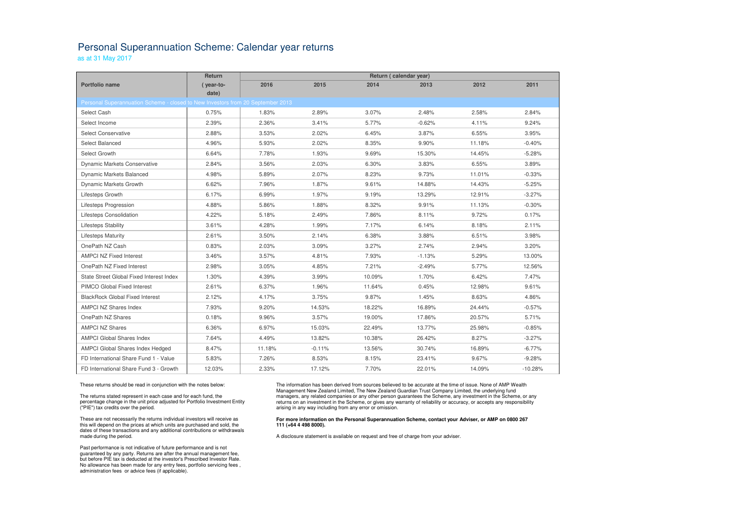# Personal Superannuation Scheme: Calendar year returns

as at 31 May 2017

| Portfolio name | Return ( year-to-date) | Return ( calendar year) | | | | | |
|---|---|---|---|---|---|---|---|
| | | 2016 | 2015 | 2014 | 2013 | 2012 | 2011 |
| Personal Superannuation Scheme - closed to New Investors from 20 September 2013 | | | | | | | |
| Select Cash | 0.75% | 1.83% | 2.89% | 3.07% | 2.48% | 2.58% | 2.84% |
| Select Income | 2.39% | 2.36% | 3.41% | 5.77% | -0.62% | 4.11% | 9.24% |
| Select Conservative | 2.88% | 3.53% | 2.02% | 6.45% | 3.87% | 6.55% | 3.95% |
| Select Balanced | 4.96% | 5.93% | 2.02% | 8.35% | 9.90% | 11.18% | -0.40% |
| Select Growth | 6.64% | 7.78% | 1.93% | 9.69% | 15.30% | 14.45% | -5.28% |
| Dynamic Markets Conservative | 2.84% | 3.56% | 2.03% | 6.30% | 3.83% | 6.55% | 3.89% |
| Dynamic Markets Balanced | 4.98% | 5.89% | 2.07% | 8.23% | 9.73% | 11.01% | -0.33% |
| Dynamic Markets Growth | 6.62% | 7.96% | 1.87% | 9.61% | 14.88% | 14.43% | -5.25% |
| Lifesteps Growth | 6.17% | 6.99% | 1.97% | 9.19% | 13.29% | 12.91% | -3.27% |
| Lifesteps Progression | 4.88% | 5.86% | 1.88% | 8.32% | 9.91% | 11.13% | -0.30% |
| Lifesteps Consolidation | 4.22% | 5.18% | 2.49% | 7.86% | 8.11% | 9.72% | 0.17% |
| Lifesteps Stability | 3.61% | 4.28% | 1.99% | 7.17% | 6.14% | 8.18% | 2.11% |
| Lifesteps Maturity | 2.61% | 3.50% | 2.14% | 6.38% | 3.88% | 6.51% | 3.98% |
| OnePath NZ Cash | 0.83% | 2.03% | 3.09% | 3.27% | 2.74% | 2.94% | 3.20% |
| AMPCI NZ Fixed Interest | 3.46% | 3.57% | 4.81% | 7.93% | -1.13% | 5.29% | 13.00% |
| OnePath NZ Fixed Interest | 2.98% | 3.05% | 4.85% | 7.21% | -2.49% | 5.77% | 12.56% |
| State Street Global Fixed Interest Index | 1.30% | 4.39% | 3.99% | 10.09% | 1.70% | 6.42% | 7.47% |
| PIMCO Global Fixed Interest | 2.61% | 6.37% | 1.96% | 11.64% | 0.45% | 12.98% | 9.61% |
| BlackRock Global Fixed Interest | 2.12% | 4.17% | 3.75% | 9.87% | 1.45% | 8.63% | 4.86% |
| AMPCI NZ Shares Index | 7.93% | 9.20% | 14.53% | 18.22% | 16.89% | 24.44% | -0.57% |
| OnePath NZ Shares | 0.18% | 9.96% | 3.57% | 19.00% | 17.86% | 20.57% | 5.71% |
| AMPCI NZ Shares | 6.36% | 6.97% | 15.03% | 22.49% | 13.77% | 25.98% | -0.85% |
| AMPCI Global Shares Index | 7.64% | 4.49% | 13.82% | 10.38% | 26.42% | 8.27% | -3.27% |
| AMPCI Global Shares Index Hedged | 8.47% | 11.18% | -0.11% | 13.56% | 30.74% | 16.89% | -6.77% |
| FD International Share Fund 1 - Value | 5.83% | 7.26% | 8.53% | 8.15% | 23.41% | 9.67% | -9.28% |
| FD International Share Fund 3 - Growth | 12.03% | 2.33% | 17.12% | 7.70% | 22.01% | 14.09% | -10.28% |

These returns should be read in conjunction with the notes below:

The returns stated represent in each case and for each fund, the percentage change in the unit price adjusted for Portfolio Investment Entity ("PIE") tax credits over the period.

These are not necessarily the returns individual investors will receive as this will depend on the prices at which units are purchased and sold, the dates of these transactions and any additional contributions or withdrawals made during the period.

Past performance is not indicative of future performance and is not guaranteed by any party. Returns are after the annual management fee, but before PIE tax is deducted at the investor's Prescribed Investor Rate. No allowance has been made for any entry fees, portfolio servicing fees , administration fees or advice fees (if applicable).

The information has been derived from sources believed to be accurate at the time of issue. None of AMP Wealth Management New Zealand Limited, The New Zealand Guardian Trust Company Limited, the underlying fund managers, any related companies or any other person guarantees the Scheme, any investment in the Scheme, or any returns on an investment in the Scheme, or gives any warranty of reliability or accuracy, or accepts any responsibility arising in any way including from any error or omission.

**For more information on the Personal Superannuation Scheme, contact your Adviser, or AMP on 0800 267 111 (+64 4 498 8000).**

A disclosure statement is available on request and free of charge from your adviser.